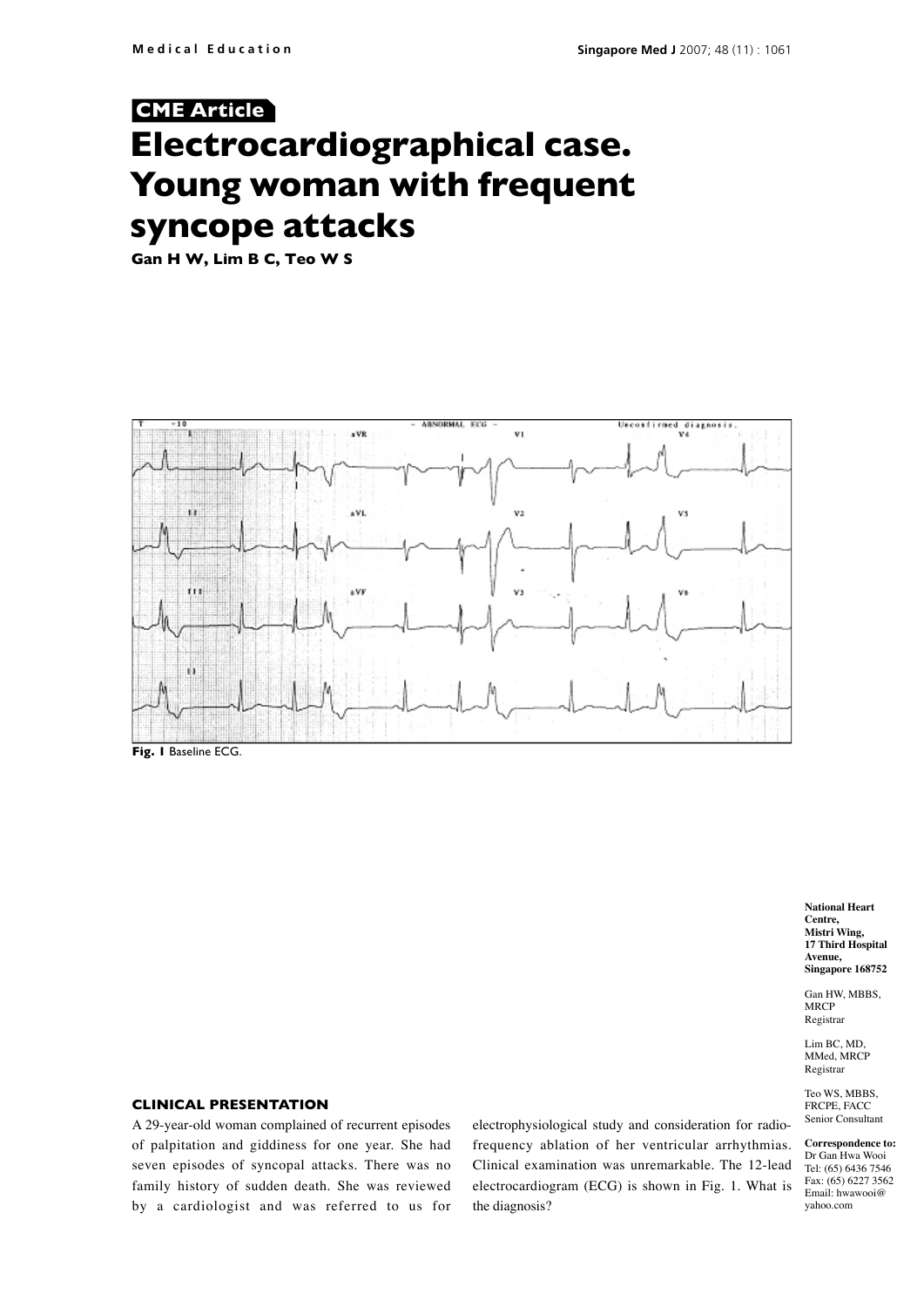CME Article

# Electrocardiographical case. Young woman with frequent syncope attacks

**Gan H W, Lim B C, Teo W S**

**Fig. 1** Baseline ECG.

National Heart Centre,
Mistri Wing,
17 Third Hospital Avenue,
Singapore 168752

Gan HW, MBBS, MRCP
Registrar

Lim BC, MD, MMed, MRCP
Registrar

Teo WS, MBBS, FRCPE, FACC
Senior Consultant

**Correspondence to:**
Dr Gan Hwa Wooi
Tel: (65) 6436 7546
Fax: (65) 6227 3562
Email: hwawooi@yahoo.com

## CLINICAL PRESENTATION

A 29-year-old woman complained of recurrent episodes of palpitation and giddiness for one year. She had seven episodes of syncopal attacks. There was no family history of sudden death. She was reviewed by a cardiologist and was referred to us for electrophysiological study and consideration for radio-frequency ablation of her ventricular arrhythmias. Clinical examination was unremarkable. The 12-lead electrocardiogram (ECG) is shown in Fig. 1. What is the diagnosis?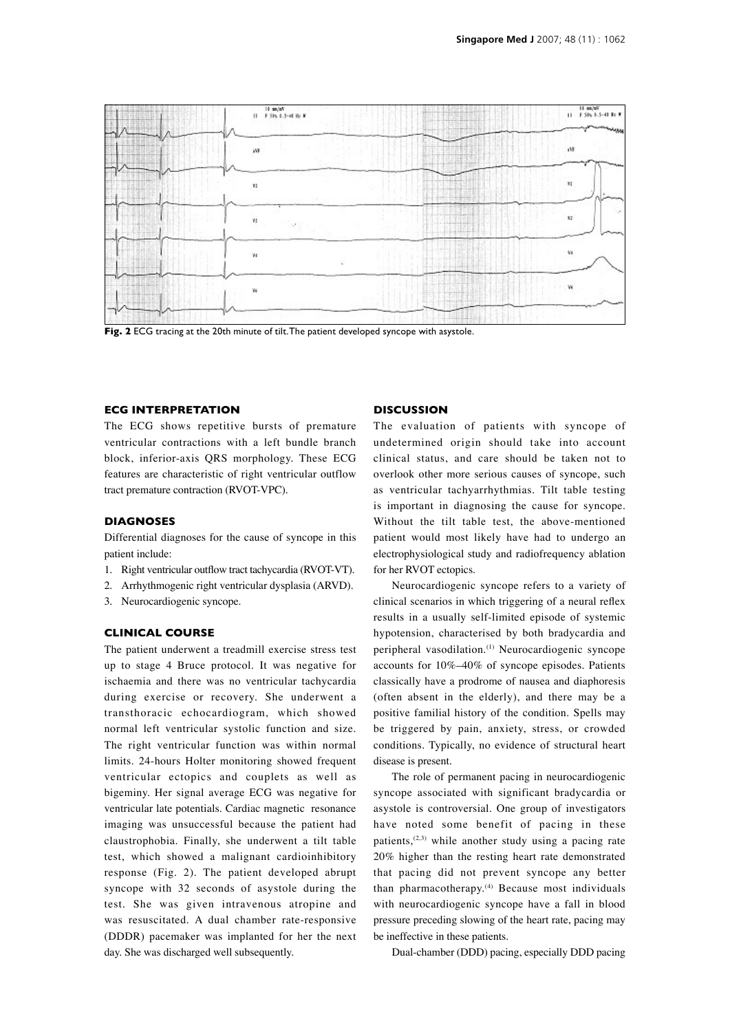**Fig. 2** ECG tracing at the 20th minute of tilt. The patient developed syncope with asystole.

## ECG INTERPRETATION

The ECG shows repetitive bursts of premature ventricular contractions with a left bundle branch block, inferior-axis QRS morphology. These ECG features are characteristic of right ventricular outflow tract premature contraction (RVOT-VPC).

## DIAGNOSES

Differential diagnoses for the cause of syncope in this patient include:

1. Right ventricular outflow tract tachycardia (RVOT-VT).
2. Arrhythmogenic right ventricular dysplasia (ARVD).
3. Neurocardiogenic syncope.

## CLINICAL COURSE

The patient underwent a treadmill exercise stress test up to stage 4 Bruce protocol. It was negative for ischaemia and there was no ventricular tachycardia during exercise or recovery. She underwent a transthoracic echocardiogram, which showed normal left ventricular systolic function and size. The right ventricular function was within normal limits. 24-hours Holter monitoring showed frequent ventricular ectopics and couplets as well as bigeminy. Her signal average ECG was negative for ventricular late potentials. Cardiac magnetic resonance imaging was unsuccessful because the patient had claustrophobia. Finally, she underwent a tilt table test, which showed a malignant cardioinhibitory response (Fig. 2). The patient developed abrupt syncope with 32 seconds of asystole during the test. She was given intravenous atropine and was resuscitated. A dual chamber rate-responsive (DDDR) pacemaker was implanted for her the next day. She was discharged well subsequently.

## DISCUSSION

The evaluation of patients with syncope of undetermined origin should take into account clinical status, and care should be taken not to overlook other more serious causes of syncope, such as ventricular tachyarrhythmias. Tilt table testing is important in diagnosing the cause for syncope. Without the tilt table test, the above-mentioned patient would most likely have had to undergo an electrophysiological study and radiofrequency ablation for her RVOT ectopics.

Neurocardiogenic syncope refers to a variety of clinical scenarios in which triggering of a neural reflex results in a usually self-limited episode of systemic hypotension, characterised by both bradycardia and peripheral vasodilation.[1] Neurocardiogenic syncope accounts for 10%–40% of syncope episodes. Patients classically have a prodrome of nausea and diaphoresis (often absent in the elderly), and there may be a positive familial history of the condition. Spells may be triggered by pain, anxiety, stress, or crowded conditions. Typically, no evidence of structural heart disease is present.

The role of permanent pacing in neurocardiogenic syncope associated with significant bradycardia or asystole is controversial. One group of investigators have noted some benefit of pacing in these patients,[2,3] while another study using a pacing rate 20% higher than the resting heart rate demonstrated that pacing did not prevent syncope any better than pharmacotherapy.[4] Because most individuals with neurocardiogenic syncope have a fall in blood pressure preceding slowing of the heart rate, pacing may be ineffective in these patients.

Dual-chamber (DDD) pacing, especially DDD pacing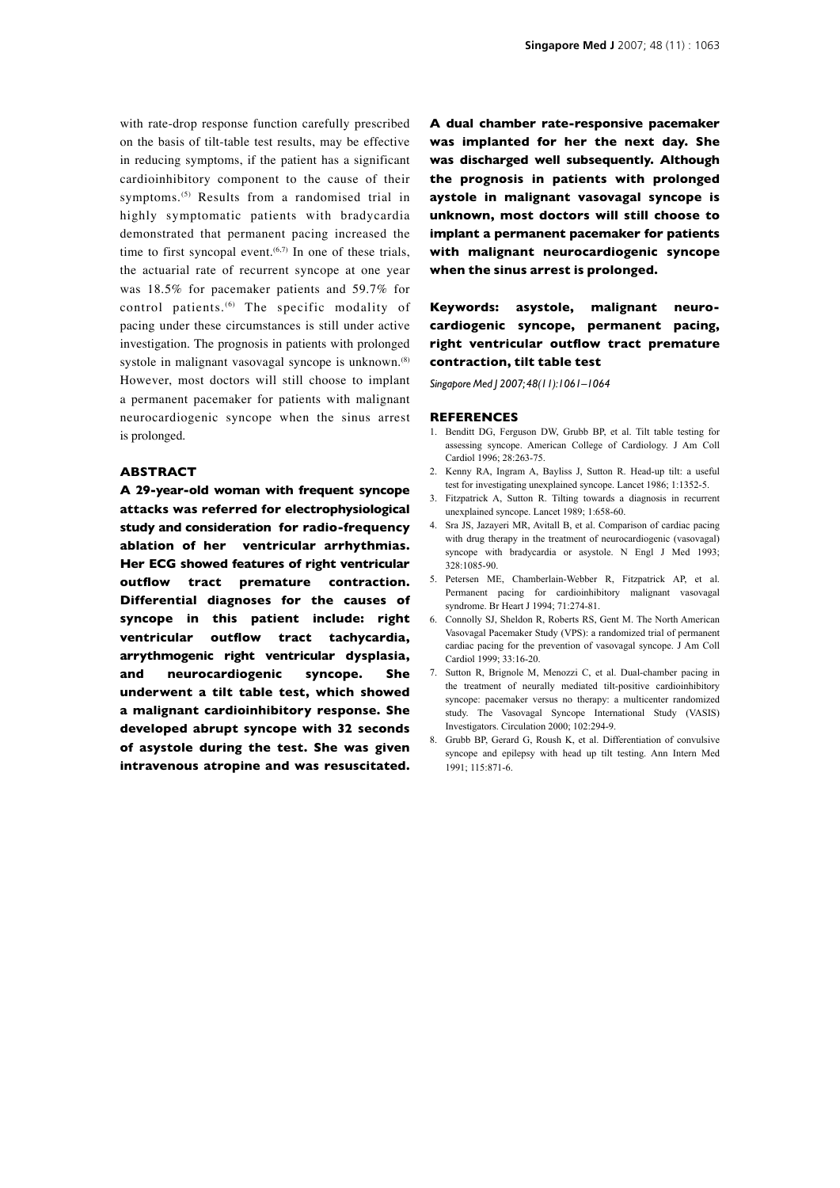with rate-drop response function carefully prescribed on the basis of tilt-table test results, may be effective in reducing symptoms, if the patient has a significant cardioinhibitory component to the cause of their symptoms.[5] Results from a randomised trial in highly symptomatic patients with bradycardia demonstrated that permanent pacing increased the time to first syncopal event.[6,7] In one of these trials, the actuarial rate of recurrent syncope at one year was 18.5% for pacemaker patients and 59.7% for control patients.[6] The specific modality of pacing under these circumstances is still under active investigation. The prognosis in patients with prolonged systole in malignant vasovagal syncope is unknown.[8] However, most doctors will still choose to implant a permanent pacemaker for patients with malignant neurocardiogenic syncope when the sinus arrest is prolonged.

## ABSTRACT

**A 29-year-old woman with frequent syncope attacks was referred for electrophysiological study and consideration for radio-frequency ablation of her ventricular arrhythmias. Her ECG showed features of right ventricular outflow tract premature contraction. Differential diagnoses for the causes of syncope in this patient include: right ventricular outflow tract tachycardia, arrythmogenic right ventricular dysplasia, and neurocardiogenic syncope. She underwent a tilt table test, which showed a malignant cardioinhibitory response. She developed abrupt syncope with 32 seconds of asystole during the test. She was given intravenous atropine and was resuscitated. A dual chamber rate-responsive pacemaker was implanted for her the next day. She was discharged well subsequently. Although the prognosis in patients with prolonged aystole in malignant vasovagal syncope is unknown, most doctors will still choose to implant a permanent pacemaker for patients with malignant neurocardiogenic syncope when the sinus arrest is prolonged.**

**Keywords: asystole, malignant neurocardiogenic syncope, permanent pacing, right ventricular outflow tract premature contraction, tilt table test**

*Singapore Med J 2007; 48(11):1061–1064*

## REFERENCES

1. Benditt DG, Ferguson DW, Grubb BP, et al. Tilt table testing for assessing syncope. American College of Cardiology. J Am Coll Cardiol 1996; 28:263-75.
2. Kenny RA, Ingram A, Bayliss J, Sutton R. Head-up tilt: a useful test for investigating unexplained syncope. Lancet 1986; 1:1352-5.
3. Fitzpatrick A, Sutton R. Tilting towards a diagnosis in recurrent unexplained syncope. Lancet 1989; 1:658-60.
4. Sra JS, Jazayeri MR, Avitall B, et al. Comparison of cardiac pacing with drug therapy in the treatment of neurocardiogenic (vasovagal) syncope with bradycardia or asystole. N Engl J Med 1993; 328:1085-90.
5. Petersen ME, Chamberlain-Webber R, Fitzpatrick AP, et al. Permanent pacing for cardioinhibitory malignant vasovagal syndrome. Br Heart J 1994; 71:274-81.
6. Connolly SJ, Sheldon R, Roberts RS, Gent M. The North American Vasovagal Pacemaker Study (VPS): a randomized trial of permanent cardiac pacing for the prevention of vasovagal syncope. J Am Coll Cardiol 1999; 33:16-20.
7. Sutton R, Brignole M, Menozzi C, et al. Dual-chamber pacing in the treatment of neurally mediated tilt-positive cardioinhibitory syncope: pacemaker versus no therapy: a multicenter randomized study. The Vasovagal Syncope International Study (VASIS) Investigators. Circulation 2000; 102:294-9.
8. Grubb BP, Gerard G, Roush K, et al. Differentiation of convulsive syncope and epilepsy with head up tilt testing. Ann Intern Med 1991; 115:871-6.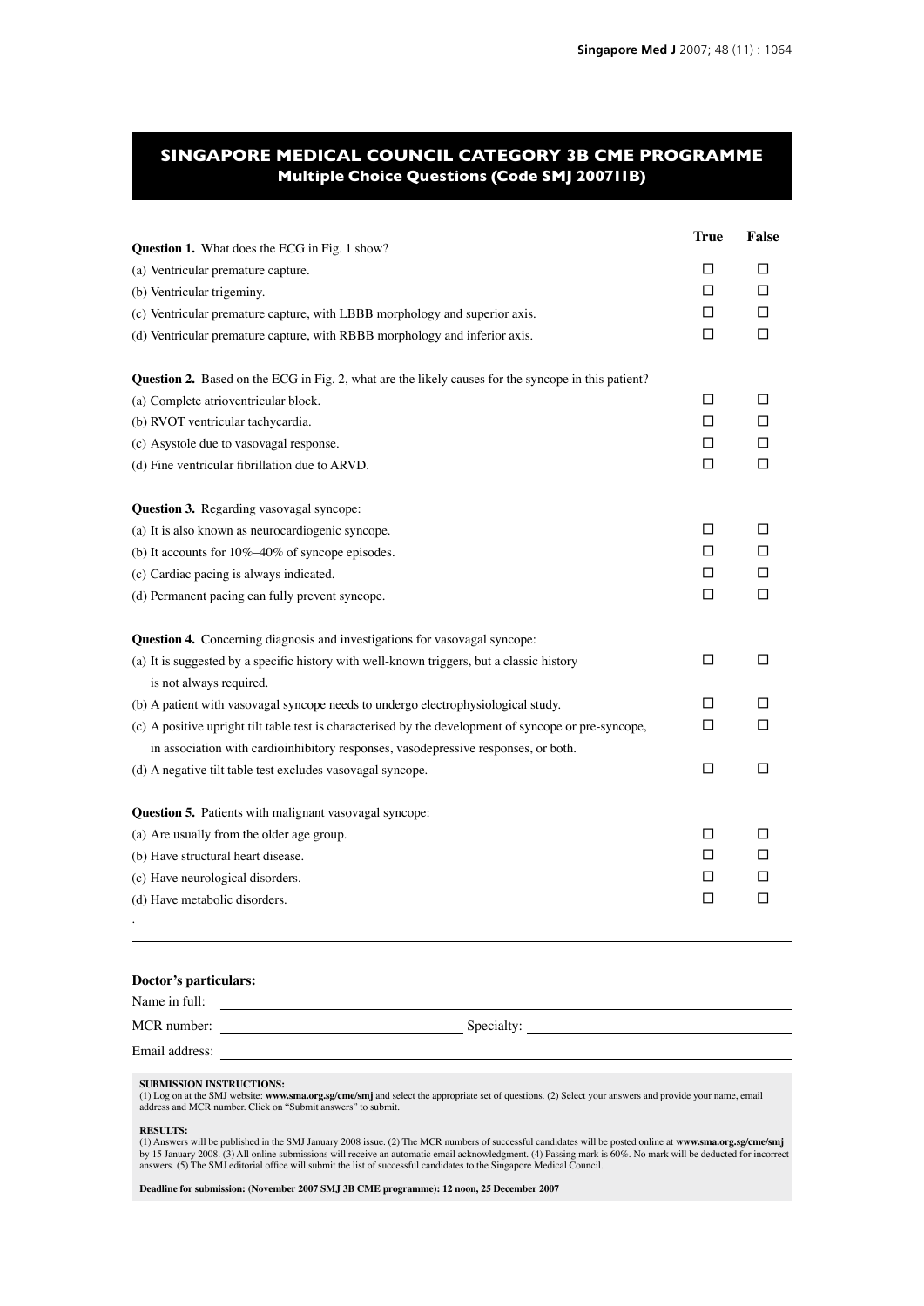## SINGAPORE MEDICAL COUNCIL CATEGORY 3B CME PROGRAMME

### Multiple Choice Questions (Code SMJ 200711B)

| | True | False |
|---|---|---|
| **Question 1.** What does the ECG in Fig. 1 show? | | |
| (a) Ventricular premature capture. | ☐ | ☐ |
| (b) Ventricular trigeminy. | ☐ | ☐ |
| (c) Ventricular premature capture, with LBBB morphology and superior axis. | ☐ | ☐ |
| (d) Ventricular premature capture, with RBBB morphology and inferior axis. | ☐ | ☐ |
| **Question 2.** Based on the ECG in Fig. 2, what are the likely causes for the syncope in this patient? | | |
| (a) Complete atrioventricular block. | ☐ | ☐ |
| (b) RVOT ventricular tachycardia. | ☐ | ☐ |
| (c) Asystole due to vasovagal response. | ☐ | ☐ |
| (d) Fine ventricular fibrillation due to ARVD. | ☐ | ☐ |
| **Question 3.** Regarding vasovagal syncope: | | |
| (a) It is also known as neurocardiogenic syncope. | ☐ | ☐ |
| (b) It accounts for 10%–40% of syncope episodes. | ☐ | ☐ |
| (c) Cardiac pacing is always indicated. | ☐ | ☐ |
| (d) Permanent pacing can fully prevent syncope. | ☐ | ☐ |
| **Question 4.** Concerning diagnosis and investigations for vasovagal syncope: | | |
| (a) It is suggested by a specific history with well-known triggers, but a classic history is not always required. | ☐ | ☐ |
| (b) A patient with vasovagal syncope needs to undergo electrophysiological study. | ☐ | ☐ |
| (c) A positive upright tilt table test is characterised by the development of syncope or pre-syncope, in association with cardioinhibitory responses, vasodepressive responses, or both. | ☐ | ☐ |
| (d) A negative tilt table test excludes vasovagal syncope. | ☐ | ☐ |
| **Question 5.** Patients with malignant vasovagal syncope: | | |
| (a) Are usually from the older age group. | ☐ | ☐ |
| (b) Have structural heart disease. | ☐ | ☐ |
| (c) Have neurological disorders. | ☐ | ☐ |
| (d) Have metabolic disorders. | ☐ | ☐ |

**Doctor's particulars:**

Name in full: ______________________________

MCR number: ______________________________ Specialty: ______________________________

Email address: ______________________________

**SUBMISSION INSTRUCTIONS:**
(1) Log on at the SMJ website: **www.sma.org.sg/cme/smj** and select the appropriate set of questions. (2) Select your answers and provide your name, email address and MCR number. Click on "Submit answers" to submit.

**RESULTS:**
(1) Answers will be published in the SMJ January 2008 issue. (2) The MCR numbers of successful candidates will be posted online at **www.sma.org.sg/cme/smj** by 15 January 2008. (3) All online submissions will receive an automatic email acknowledgment. (4) Passing mark is 60%. No mark will be deducted for incorrect answers. (5) The SMJ editorial office will submit the list of successful candidates to the Singapore Medical Council.

**Deadline for submission: (November 2007 SMJ 3B CME programme): 12 noon, 25 December 2007**